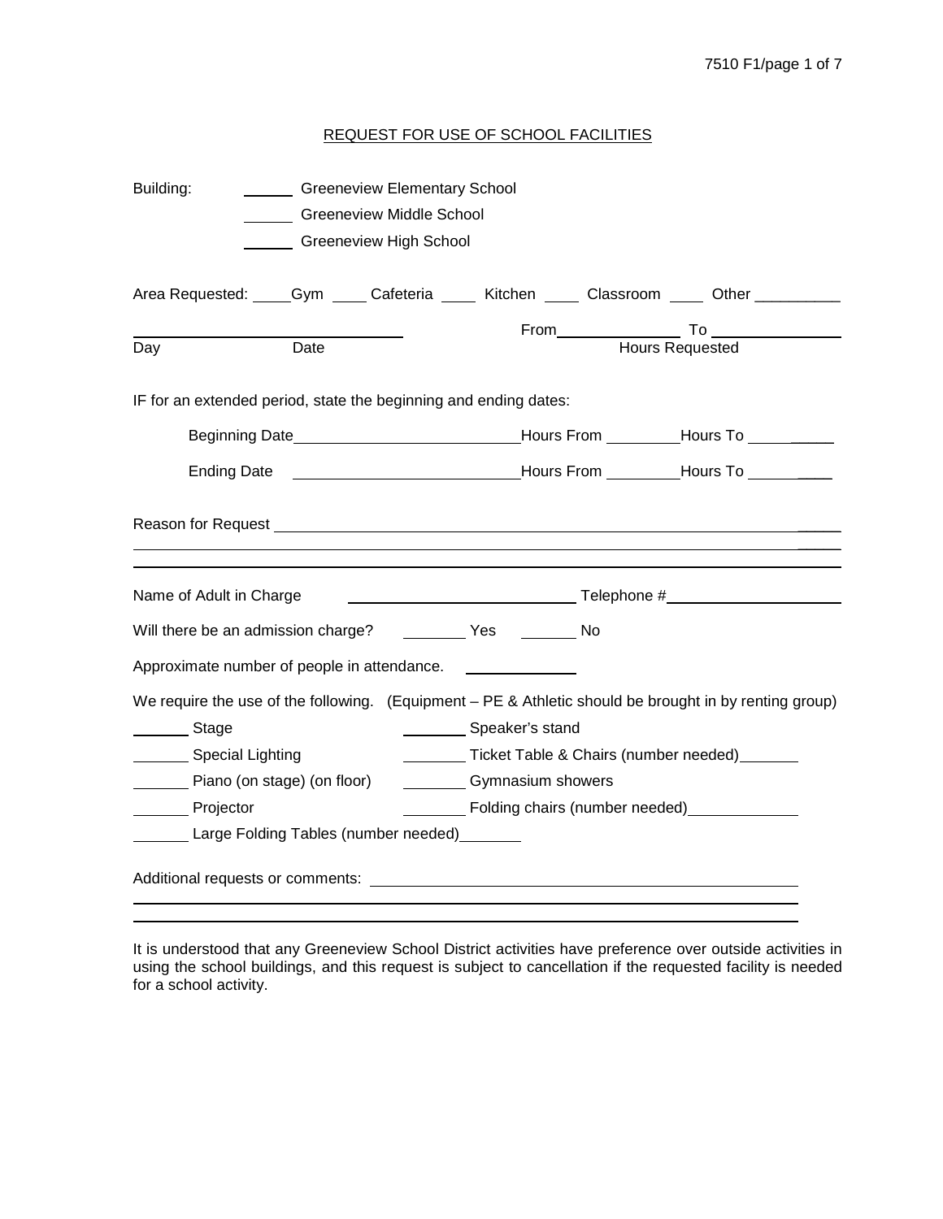## REQUEST FOR USE OF SCHOOL FACILITIES

Building: ______ Greeneview Elementary School

______ Greeneview Middle School

______ Greeneview High School

Area Requested: ____Gym ____ Cafeteria ____ Kitchen ____ Classroom ____ Other __________

______________________________ From______________ To ______________

Day Date Hours Requested

IF for an extended period, state the beginning and ending dates:

Beginning Date________________________Hours From ________Hours To __________

Ending Date ________________________Hours From ________Hours To __________

Reason for Request ______________________________________________________________

_______________________________________________________________________________

_______________________________________________________________________________

Name of Adult in Charge ________________________ Telephone #____________________

Will there be an admission charge? _______ Yes _______ No

Approximate number of people in attendance. ____________

We require the use of the following. (Equipment – PE & Athletic should be brought in by renting group)

______ Stage

______ Speaker's stand

______ Special Lighting

______ Ticket Table & Chairs (number needed)______

______ Piano (on stage) (on floor)

______ Gymnasium showers

______ Projector

______ Folding chairs (number needed)____________

______ Large Folding Tables (number needed)______

Additional requests or comments: ______________________________________________

_______________________________________________________________________________

_______________________________________________________________________________

It is understood that any Greeneview School District activities have preference over outside activities in using the school buildings, and this request is subject to cancellation if the requested facility is needed for a school activity.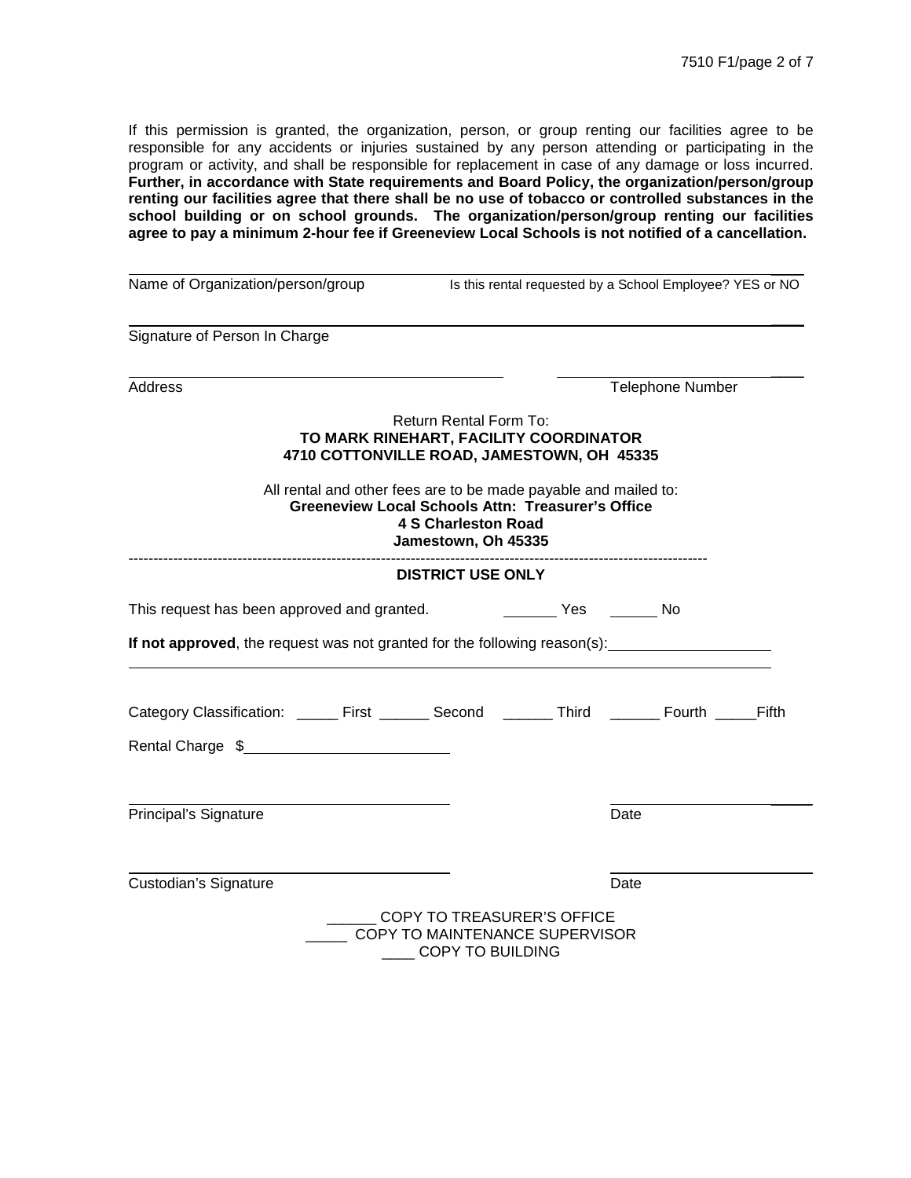If this permission is granted, the organization, person, or group renting our facilities agree to be responsible for any accidents or injuries sustained by any person attending or participating in the program or activity, and shall be responsible for replacement in case of any damage or loss incurred. **Further, in accordance with State requirements and Board Policy, the organization/person/group renting our facilities agree that there shall be no use of tobacco or controlled substances in the school building or on school grounds. The organization/person/group renting our facilities agree to pay a minimum 2-hour fee if Greeneview Local Schools is not notified of a cancellation.**

______________________________________________________________________________

Name of Organization/person/group  Is this rental requested by a School Employee? YES or NO

______________________________________________________________________________

Signature of Person In Charge

______________________________________  ______________________________

Address  Telephone Number

Return Rental Form To:
**TO MARK RINEHART, FACILITY COORDINATOR**
**4710 COTTONVILLE ROAD, JAMESTOWN, OH 45335**

All rental and other fees are to be made payable and mailed to:
**Greeneview Local Schools Attn: Treasurer's Office**
**4 S Charleston Road**
**Jamestown, Oh 45335**

----------------------------------------------------------------------------------------------------------------

**DISTRICT USE ONLY**

This request has been approved and granted. _______ Yes ______ No

**If not approved**, the request was not granted for the following reason(s):____________________

______________________________________________________________________________

Category Classification: _____ First ______ Second ______ Third ______ Fourth _____Fifth

Rental Charge $________________________

______________________________________  ______________________

Principal's Signature  Date

______________________________________  ______________________

Custodian's Signature  Date

______ COPY TO TREASURER'S OFFICE
_____ COPY TO MAINTENANCE SUPERVISOR
____ COPY TO BUILDING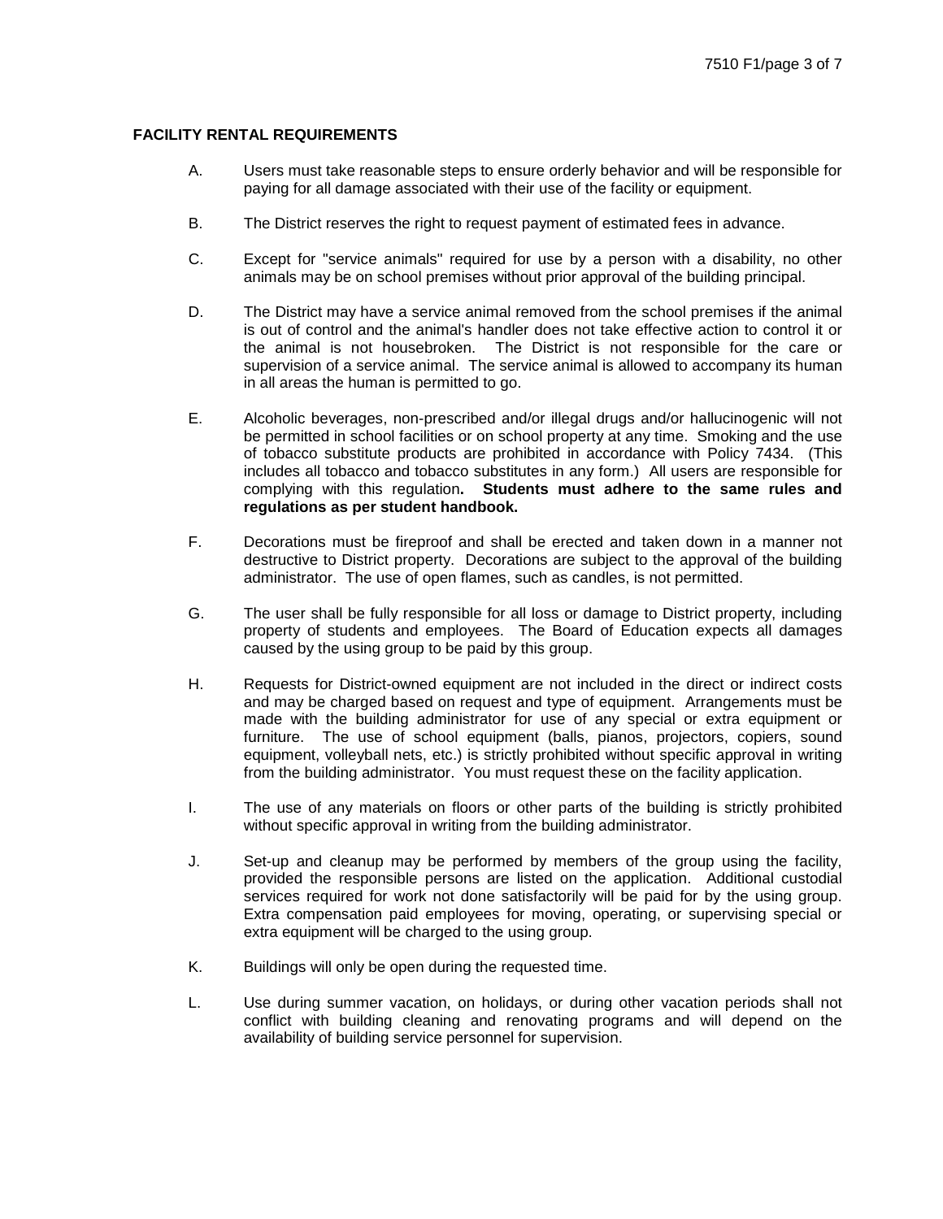## FACILITY RENTAL REQUIREMENTS

A. Users must take reasonable steps to ensure orderly behavior and will be responsible for paying for all damage associated with their use of the facility or equipment.

B. The District reserves the right to request payment of estimated fees in advance.

C. Except for "service animals" required for use by a person with a disability, no other animals may be on school premises without prior approval of the building principal.

D. The District may have a service animal removed from the school premises if the animal is out of control and the animal's handler does not take effective action to control it or the animal is not housebroken. The District is not responsible for the care or supervision of a service animal. The service animal is allowed to accompany its human in all areas the human is permitted to go.

E. Alcoholic beverages, non-prescribed and/or illegal drugs and/or hallucinogenic will not be permitted in school facilities or on school property at any time. Smoking and the use of tobacco substitute products are prohibited in accordance with Policy 7434. (This includes all tobacco and tobacco substitutes in any form.) All users are responsible for complying with this regulation**. Students must adhere to the same rules and regulations as per student handbook.**

F. Decorations must be fireproof and shall be erected and taken down in a manner not destructive to District property. Decorations are subject to the approval of the building administrator. The use of open flames, such as candles, is not permitted.

G. The user shall be fully responsible for all loss or damage to District property, including property of students and employees. The Board of Education expects all damages caused by the using group to be paid by this group.

H. Requests for District-owned equipment are not included in the direct or indirect costs and may be charged based on request and type of equipment. Arrangements must be made with the building administrator for use of any special or extra equipment or furniture. The use of school equipment (balls, pianos, projectors, copiers, sound equipment, volleyball nets, etc.) is strictly prohibited without specific approval in writing from the building administrator. You must request these on the facility application.

I. The use of any materials on floors or other parts of the building is strictly prohibited without specific approval in writing from the building administrator.

J. Set-up and cleanup may be performed by members of the group using the facility, provided the responsible persons are listed on the application. Additional custodial services required for work not done satisfactorily will be paid for by the using group. Extra compensation paid employees for moving, operating, or supervising special or extra equipment will be charged to the using group.

K. Buildings will only be open during the requested time.

L. Use during summer vacation, on holidays, or during other vacation periods shall not conflict with building cleaning and renovating programs and will depend on the availability of building service personnel for supervision.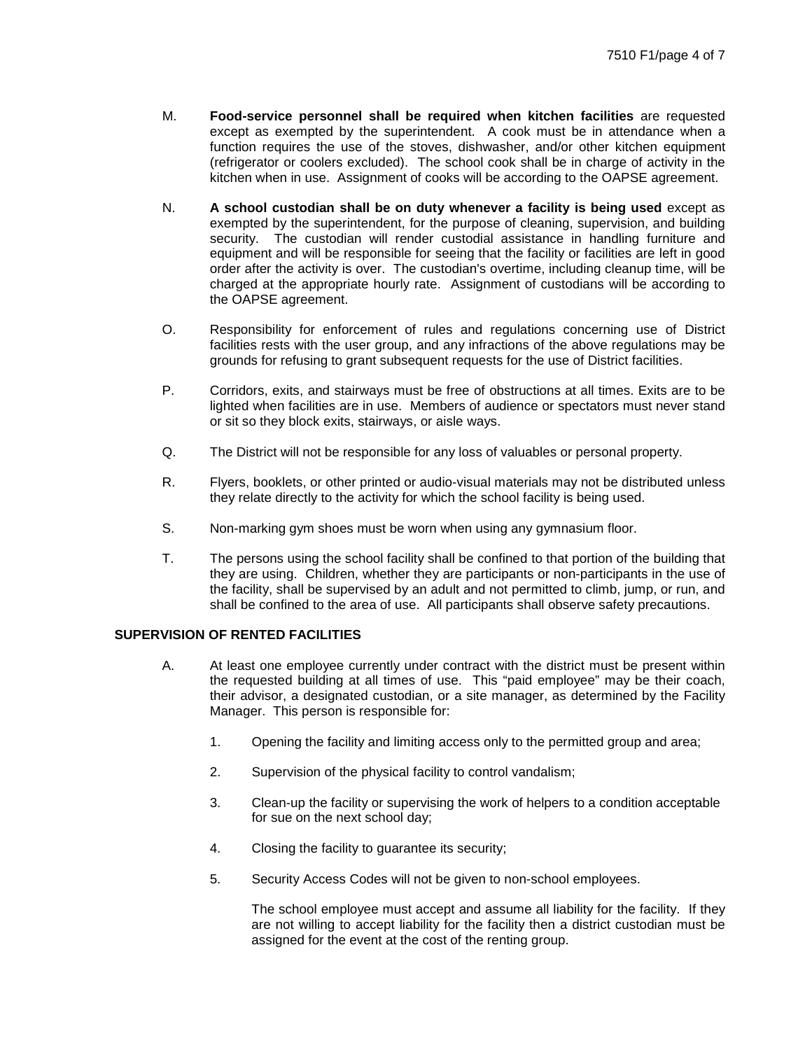M. **Food-service personnel shall be required when kitchen facilities** are requested except as exempted by the superintendent. A cook must be in attendance when a function requires the use of the stoves, dishwasher, and/or other kitchen equipment (refrigerator or coolers excluded). The school cook shall be in charge of activity in the kitchen when in use. Assignment of cooks will be according to the OAPSE agreement.

N. **A school custodian shall be on duty whenever a facility is being used** except as exempted by the superintendent, for the purpose of cleaning, supervision, and building security. The custodian will render custodial assistance in handling furniture and equipment and will be responsible for seeing that the facility or facilities are left in good order after the activity is over. The custodian's overtime, including cleanup time, will be charged at the appropriate hourly rate. Assignment of custodians will be according to the OAPSE agreement.

O. Responsibility for enforcement of rules and regulations concerning use of District facilities rests with the user group, and any infractions of the above regulations may be grounds for refusing to grant subsequent requests for the use of District facilities.

P. Corridors, exits, and stairways must be free of obstructions at all times. Exits are to be lighted when facilities are in use. Members of audience or spectators must never stand or sit so they block exits, stairways, or aisle ways.

Q. The District will not be responsible for any loss of valuables or personal property.

R. Flyers, booklets, or other printed or audio-visual materials may not be distributed unless they relate directly to the activity for which the school facility is being used.

S. Non-marking gym shoes must be worn when using any gymnasium floor.

T. The persons using the school facility shall be confined to that portion of the building that they are using. Children, whether they are participants or non-participants in the use of the facility, shall be supervised by an adult and not permitted to climb, jump, or run, and shall be confined to the area of use. All participants shall observe safety precautions.

## SUPERVISION OF RENTED FACILITIES

A. At least one employee currently under contract with the district must be present within the requested building at all times of use. This "paid employee" may be their coach, their advisor, a designated custodian, or a site manager, as determined by the Facility Manager. This person is responsible for:

1. Opening the facility and limiting access only to the permitted group and area;

2. Supervision of the physical facility to control vandalism;

3. Clean-up the facility or supervising the work of helpers to a condition acceptable for sue on the next school day;

4. Closing the facility to guarantee its security;

5. Security Access Codes will not be given to non-school employees.

   The school employee must accept and assume all liability for the facility. If they are not willing to accept liability for the facility then a district custodian must be assigned for the event at the cost of the renting group.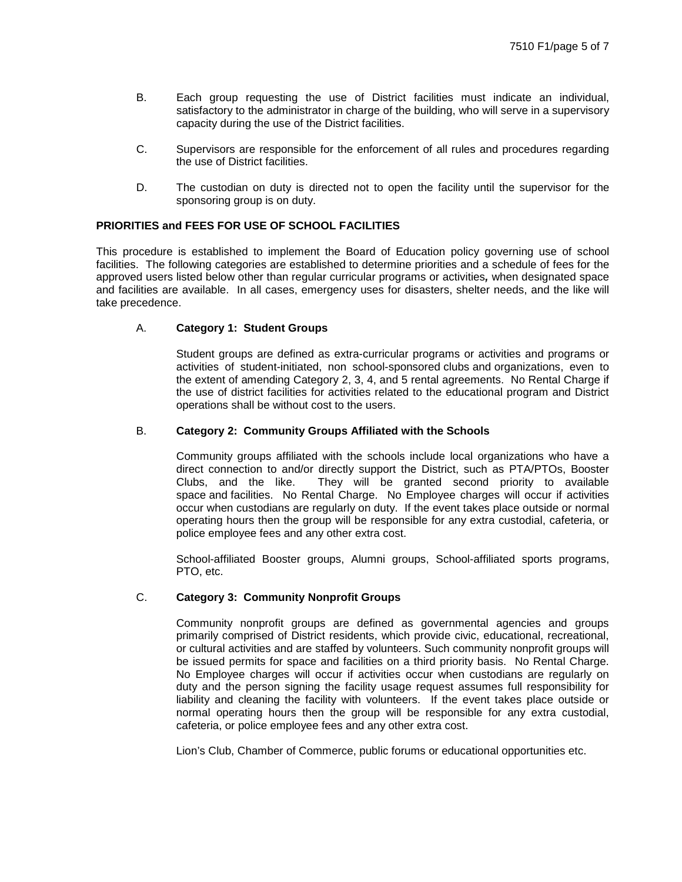B. Each group requesting the use of District facilities must indicate an individual, satisfactory to the administrator in charge of the building, who will serve in a supervisory capacity during the use of the District facilities.

C. Supervisors are responsible for the enforcement of all rules and procedures regarding the use of District facilities.

D. The custodian on duty is directed not to open the facility until the supervisor for the sponsoring group is on duty.

**PRIORITIES and FEES FOR USE OF SCHOOL FACILITIES**

This procedure is established to implement the Board of Education policy governing use of school facilities. The following categories are established to determine priorities and a schedule of fees for the approved users listed below other than regular curricular programs or activities**,** when designated space and facilities are available. In all cases, emergency uses for disasters, shelter needs, and the like will take precedence.

A. **Category 1: Student Groups**

Student groups are defined as extra-curricular programs or activities and programs or activities of student-initiated, non school-sponsored clubs and organizations, even to the extent of amending Category 2, 3, 4, and 5 rental agreements. No Rental Charge if the use of district facilities for activities related to the educational program and District operations shall be without cost to the users.

B. **Category 2: Community Groups Affiliated with the Schools**

Community groups affiliated with the schools include local organizations who have a direct connection to and/or directly support the District, such as PTA/PTOs, Booster Clubs, and the like. They will be granted second priority to available space and facilities. No Rental Charge. No Employee charges will occur if activities occur when custodians are regularly on duty. If the event takes place outside or normal operating hours then the group will be responsible for any extra custodial, cafeteria, or police employee fees and any other extra cost.

School-affiliated Booster groups, Alumni groups, School-affiliated sports programs, PTO, etc.

C. **Category 3: Community Nonprofit Groups**

Community nonprofit groups are defined as governmental agencies and groups primarily comprised of District residents, which provide civic, educational, recreational, or cultural activities and are staffed by volunteers. Such community nonprofit groups will be issued permits for space and facilities on a third priority basis. No Rental Charge. No Employee charges will occur if activities occur when custodians are regularly on duty and the person signing the facility usage request assumes full responsibility for liability and cleaning the facility with volunteers. If the event takes place outside or normal operating hours then the group will be responsible for any extra custodial, cafeteria, or police employee fees and any other extra cost.

Lion's Club, Chamber of Commerce, public forums or educational opportunities etc.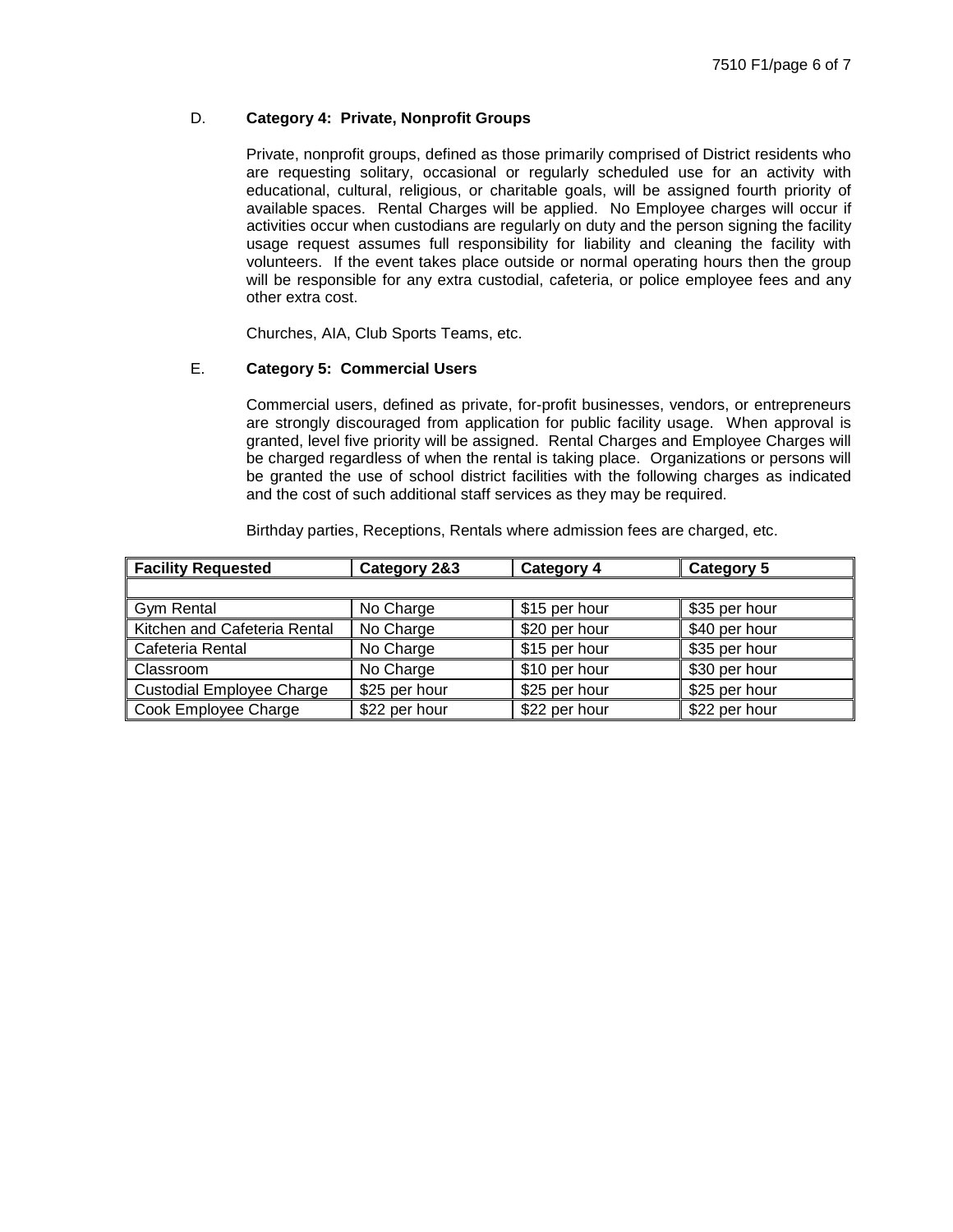D. **Category 4: Private, Nonprofit Groups**

Private, nonprofit groups, defined as those primarily comprised of District residents who are requesting solitary, occasional or regularly scheduled use for an activity with educational, cultural, religious, or charitable goals, will be assigned fourth priority of available spaces. Rental Charges will be applied. No Employee charges will occur if activities occur when custodians are regularly on duty and the person signing the facility usage request assumes full responsibility for liability and cleaning the facility with volunteers. If the event takes place outside or normal operating hours then the group will be responsible for any extra custodial, cafeteria, or police employee fees and any other extra cost.

Churches, AIA, Club Sports Teams, etc.

E. **Category 5: Commercial Users**

Commercial users, defined as private, for-profit businesses, vendors, or entrepreneurs are strongly discouraged from application for public facility usage. When approval is granted, level five priority will be assigned. Rental Charges and Employee Charges will be charged regardless of when the rental is taking place. Organizations or persons will be granted the use of school district facilities with the following charges as indicated and the cost of such additional staff services as they may be required.

Birthday parties, Receptions, Rentals where admission fees are charged, etc.

| **Facility Requested** | **Category 2&3** | **Category 4** | **Category 5** |
|---|---|---|---|
| | | | |
| Gym Rental | No Charge | $15 per hour | $35 per hour |
| Kitchen and Cafeteria Rental | No Charge | $20 per hour | $40 per hour |
| Cafeteria Rental | No Charge | $15 per hour | $35 per hour |
| Classroom | No Charge | $10 per hour | $30 per hour |
| Custodial Employee Charge | $25 per hour | $25 per hour | $25 per hour |
| Cook Employee Charge | $22 per hour | $22 per hour | $22 per hour |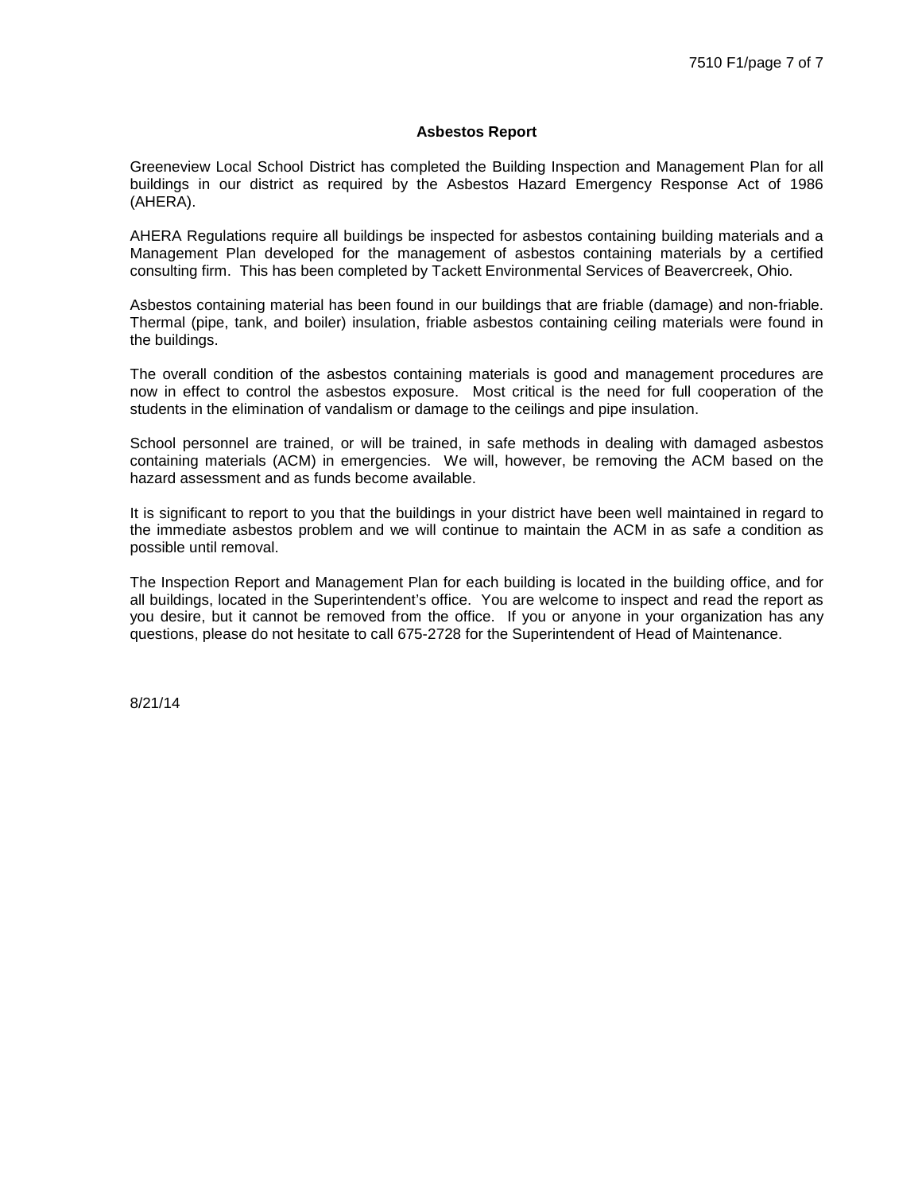## Asbestos Report

Greeneview Local School District has completed the Building Inspection and Management Plan for all buildings in our district as required by the Asbestos Hazard Emergency Response Act of 1986 (AHERA).

AHERA Regulations require all buildings be inspected for asbestos containing building materials and a Management Plan developed for the management of asbestos containing materials by a certified consulting firm. This has been completed by Tackett Environmental Services of Beavercreek, Ohio.

Asbestos containing material has been found in our buildings that are friable (damage) and non-friable. Thermal (pipe, tank, and boiler) insulation, friable asbestos containing ceiling materials were found in the buildings.

The overall condition of the asbestos containing materials is good and management procedures are now in effect to control the asbestos exposure. Most critical is the need for full cooperation of the students in the elimination of vandalism or damage to the ceilings and pipe insulation.

School personnel are trained, or will be trained, in safe methods in dealing with damaged asbestos containing materials (ACM) in emergencies. We will, however, be removing the ACM based on the hazard assessment and as funds become available.

It is significant to report to you that the buildings in your district have been well maintained in regard to the immediate asbestos problem and we will continue to maintain the ACM in as safe a condition as possible until removal.

The Inspection Report and Management Plan for each building is located in the building office, and for all buildings, located in the Superintendent's office. You are welcome to inspect and read the report as you desire, but it cannot be removed from the office. If you or anyone in your organization has any questions, please do not hesitate to call 675-2728 for the Superintendent of Head of Maintenance.

8/21/14